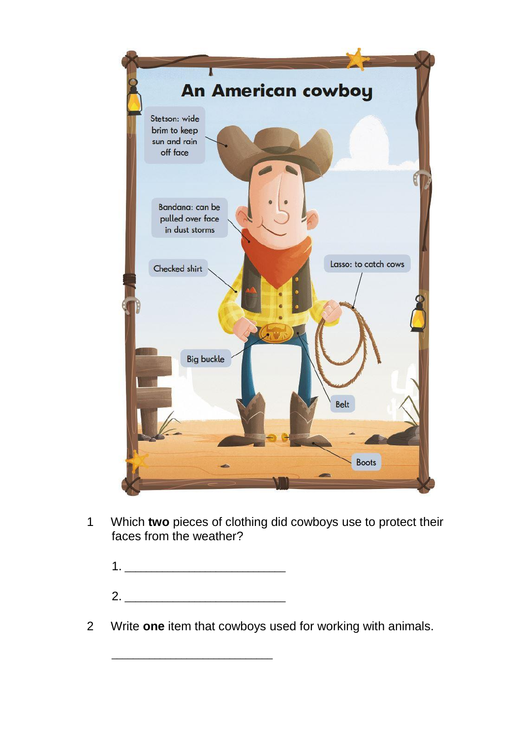# An American cowboy

Stetson: wide brim to keep sun and rain off face

Bandana: can be pulled over face in dust storms

Checked shirt

Lasso: to catch cows

Big buckle

Belt

Boots

1 Which **two** pieces of clothing did cowboys use to protect their faces from the weather?

1. ________________________

2. ________________________

2 Write **one** item that cowboys used for working with animals.

________________________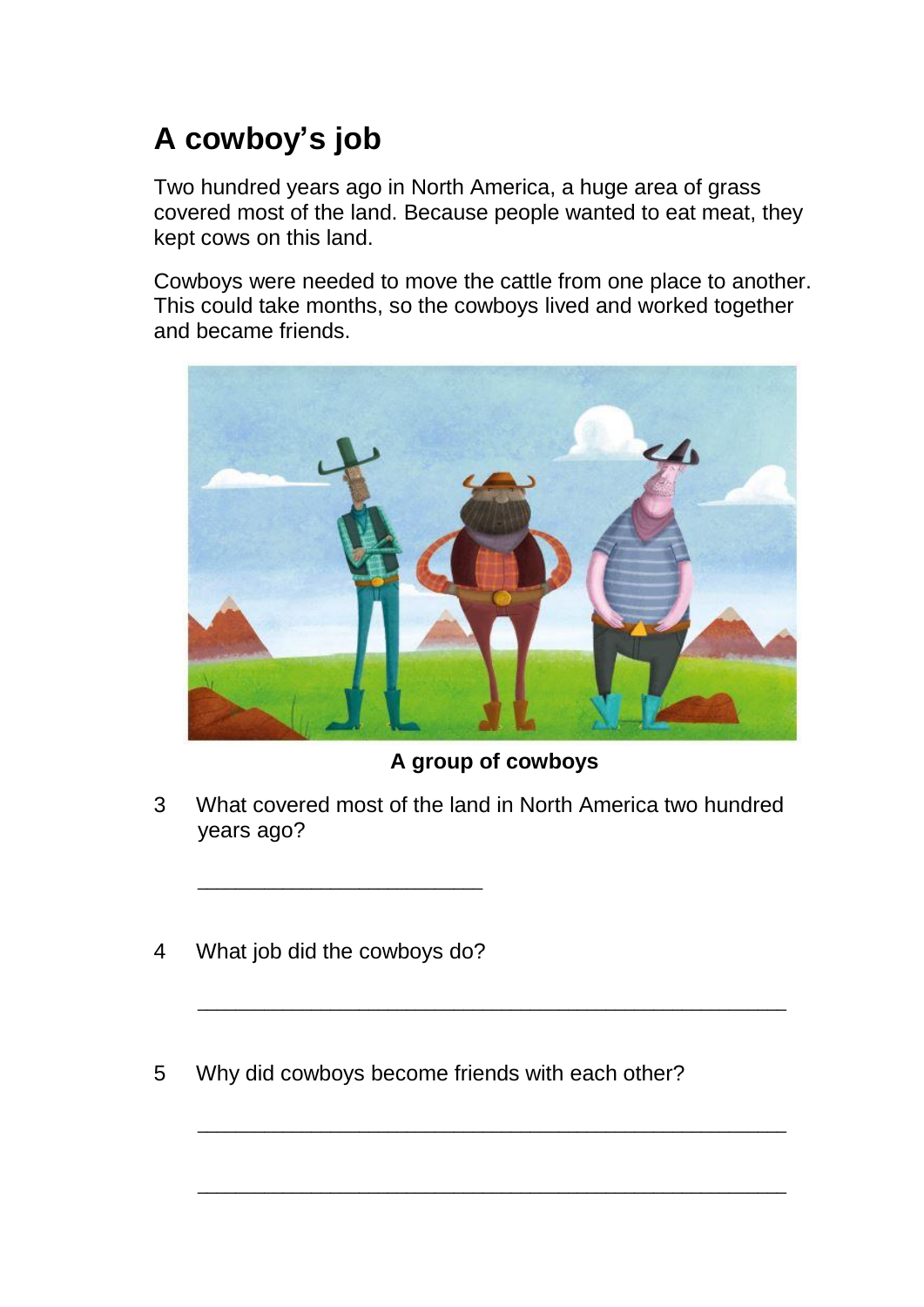# A cowboy's job

Two hundred years ago in North America, a huge area of grass covered most of the land. Because people wanted to eat meat, they kept cows on this land.

Cowboys were needed to move the cattle from one place to another. This could take months, so the cowboys lived and worked together and became friends.

**A group of cowboys**

3 What covered most of the land in North America two hundred years ago?

_________________________

4 What job did the cowboys do?

____________________________________________________

5 Why did cowboys become friends with each other?

____________________________________________________

____________________________________________________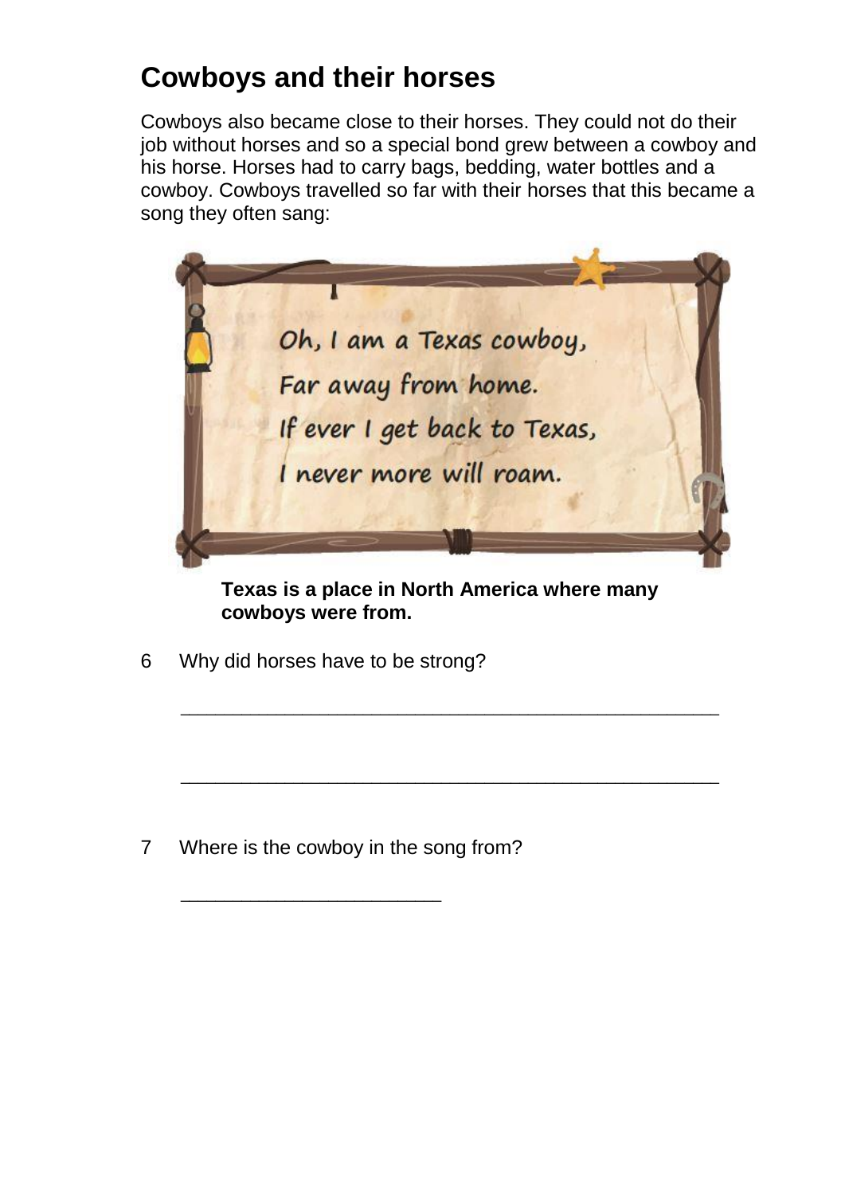# Cowboys and their horses

Cowboys also became close to their horses. They could not do their job without horses and so a special bond grew between a cowboy and his horse. Horses had to carry bags, bedding, water bottles and a cowboy. Cowboys travelled so far with their horses that this became a song they often sang:

> Oh, I am a Texas cowboy,
> Far away from home.
> If ever I get back to Texas,
> I never more will roam.

**Texas is a place in North America where many cowboys were from.**

6 Why did horses have to be strong?

\_\_\_\_\_\_\_\_\_\_\_\_\_\_\_\_\_\_\_\_\_\_\_\_\_\_\_\_\_\_\_\_\_\_\_\_\_\_\_\_\_\_\_\_\_\_\_\_

\_\_\_\_\_\_\_\_\_\_\_\_\_\_\_\_\_\_\_\_\_\_\_\_\_\_\_\_\_\_\_\_\_\_\_\_\_\_\_\_\_\_\_\_\_\_\_\_

7 Where is the cowboy in the song from?

\_\_\_\_\_\_\_\_\_\_\_\_\_\_\_\_\_\_\_\_\_\_\_\_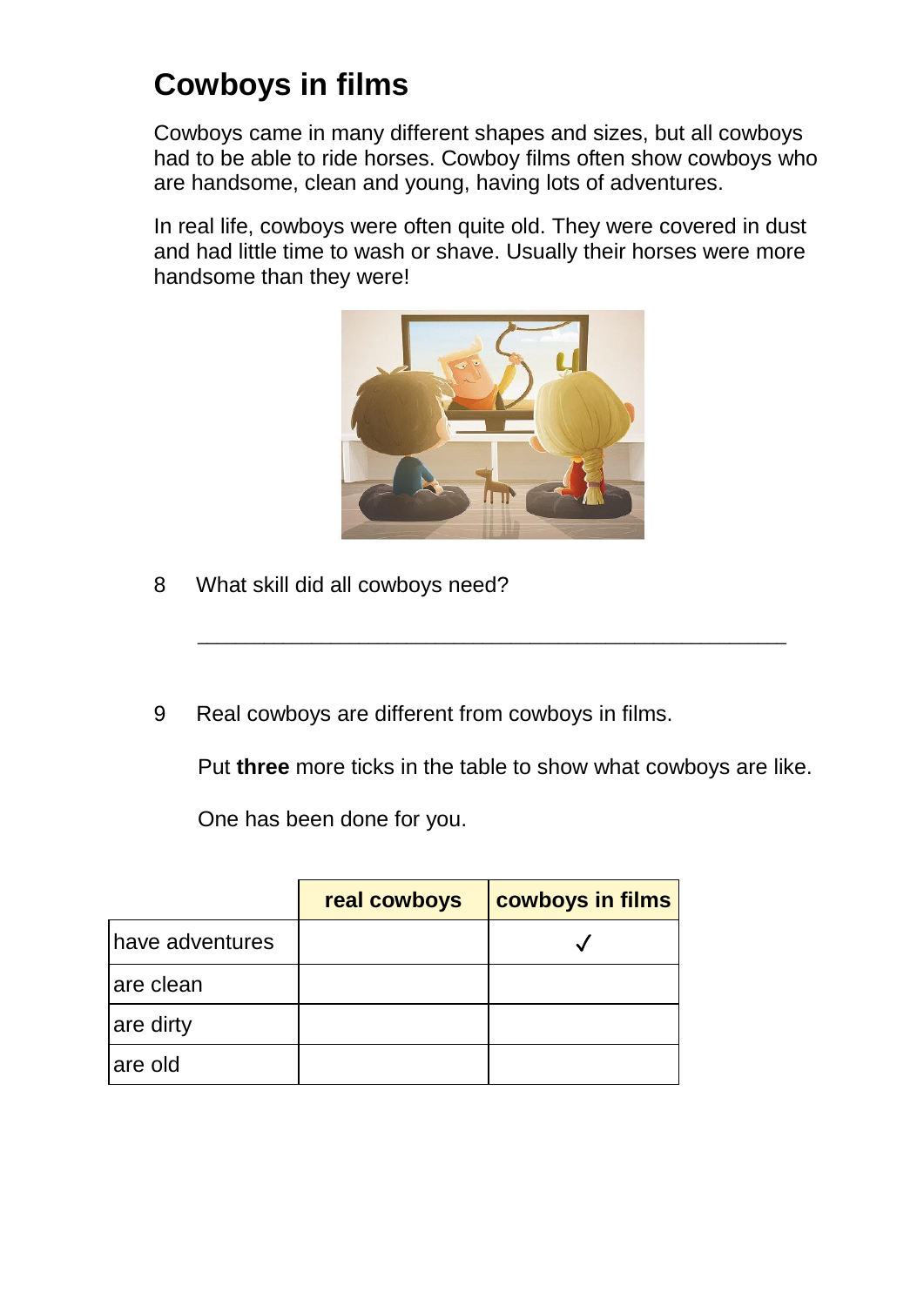# Cowboys in films

Cowboys came in many different shapes and sizes, but all cowboys had to be able to ride horses. Cowboy films often show cowboys who are handsome, clean and young, having lots of adventures.

In real life, cowboys were often quite old. They were covered in dust and had little time to wash or shave. Usually their horses were more handsome than they were!

8 What skill did all cowboys need?

_______________________________________________

9 Real cowboys are different from cowboys in films.

Put **three** more ticks in the table to show what cowboys are like.

One has been done for you.

| | real cowboys | cowboys in films |
|---|---|---|
| have adventures | | ✓ |
| are clean | | |
| are dirty | | |
| are old | | |